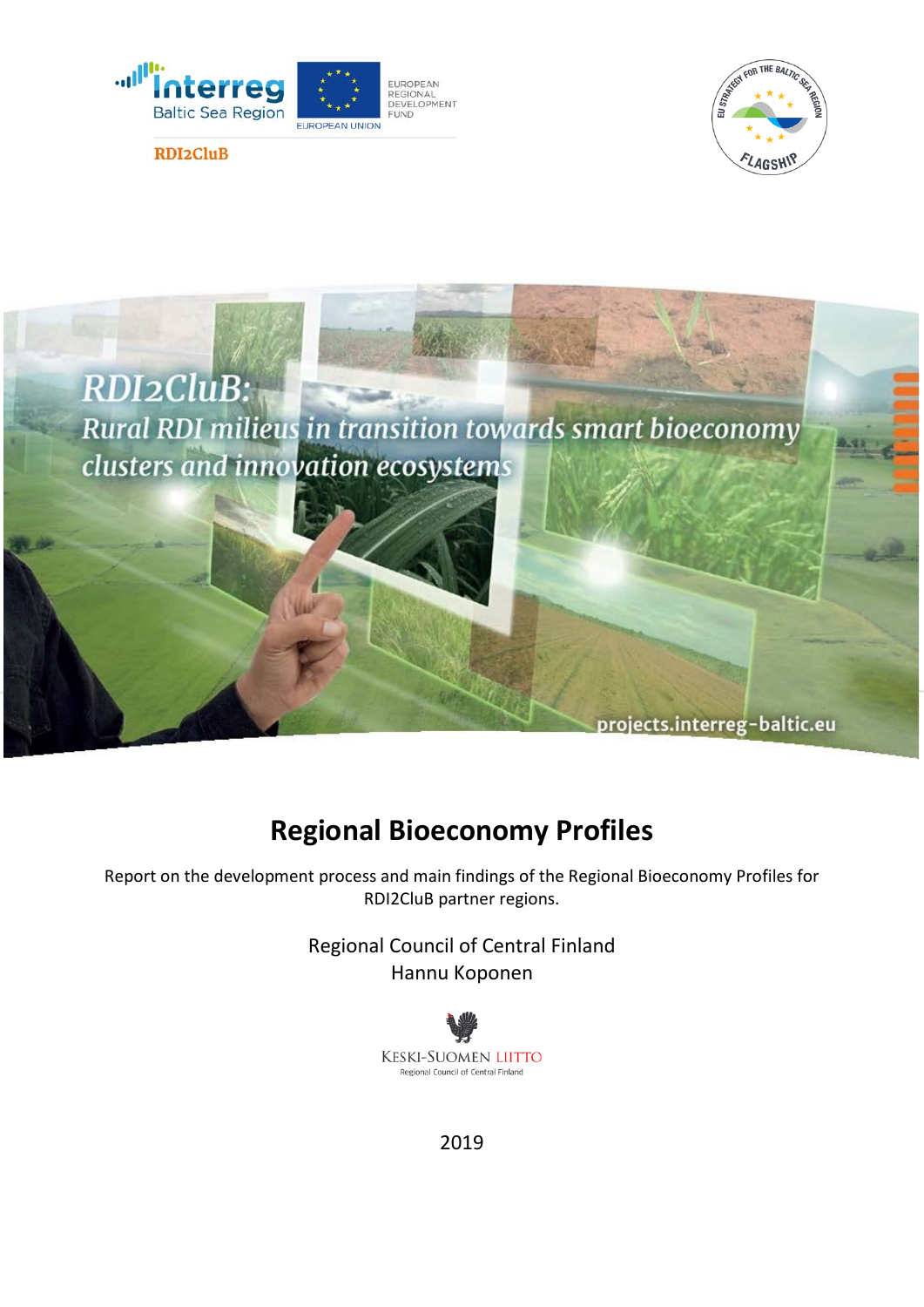Interreg Baltic Sea Region

EUROPEAN UNION — EUROPEAN REGIONAL DEVELOPMENT FUND

RDI2CluB

EU STRATEGY FOR THE BALTIC SEA REGION — FLAGSHIP

*RDI2CluB:*
*Rural RDI milieus in transition towards smart bioeconomy clusters and innovation ecosystems*

projects.interreg-baltic.eu

# Regional Bioeconomy Profiles

Report on the development process and main findings of the Regional Bioeconomy Profiles for RDI2CluB partner regions.

Regional Council of Central Finland
Hannu Koponen

KESKI-SUOMEN LIITTO
Regional Council of Central Finland

2019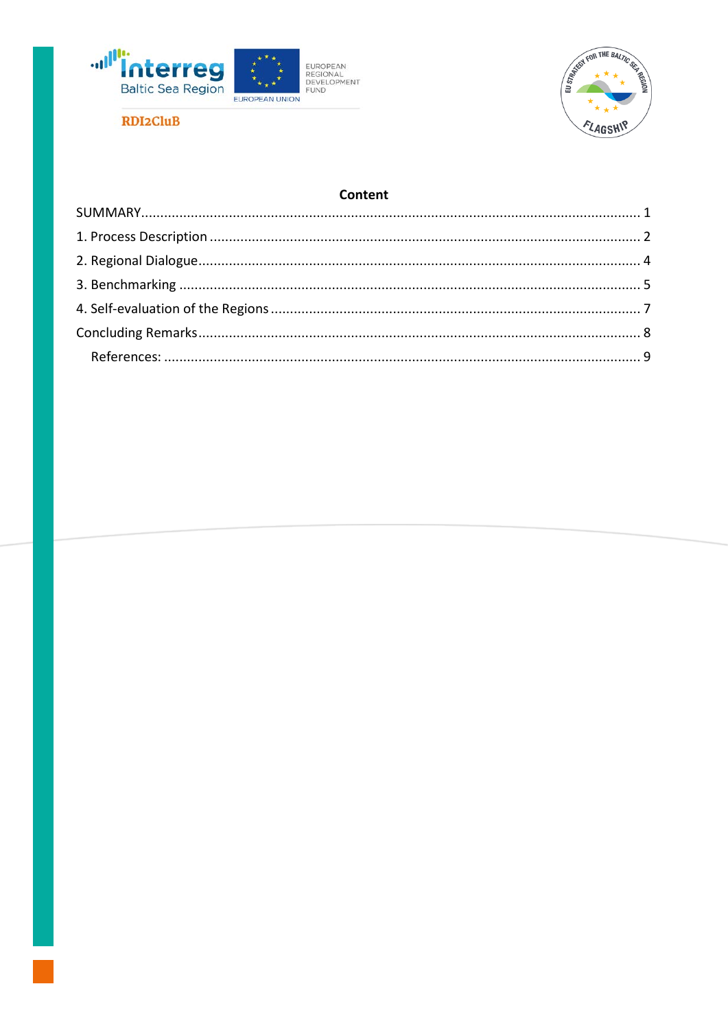**Content**

SUMMARY ........................................................................................................................................ 1

1. Process Description ..................................................................................................................... 2

2. Regional Dialogue ........................................................................................................................ 4

3. Benchmarking ............................................................................................................................. 5

4. Self-evaluation of the Regions ..................................................................................................... 7

Concluding Remarks ........................................................................................................................ 8

References: ................................................................................................................................. 9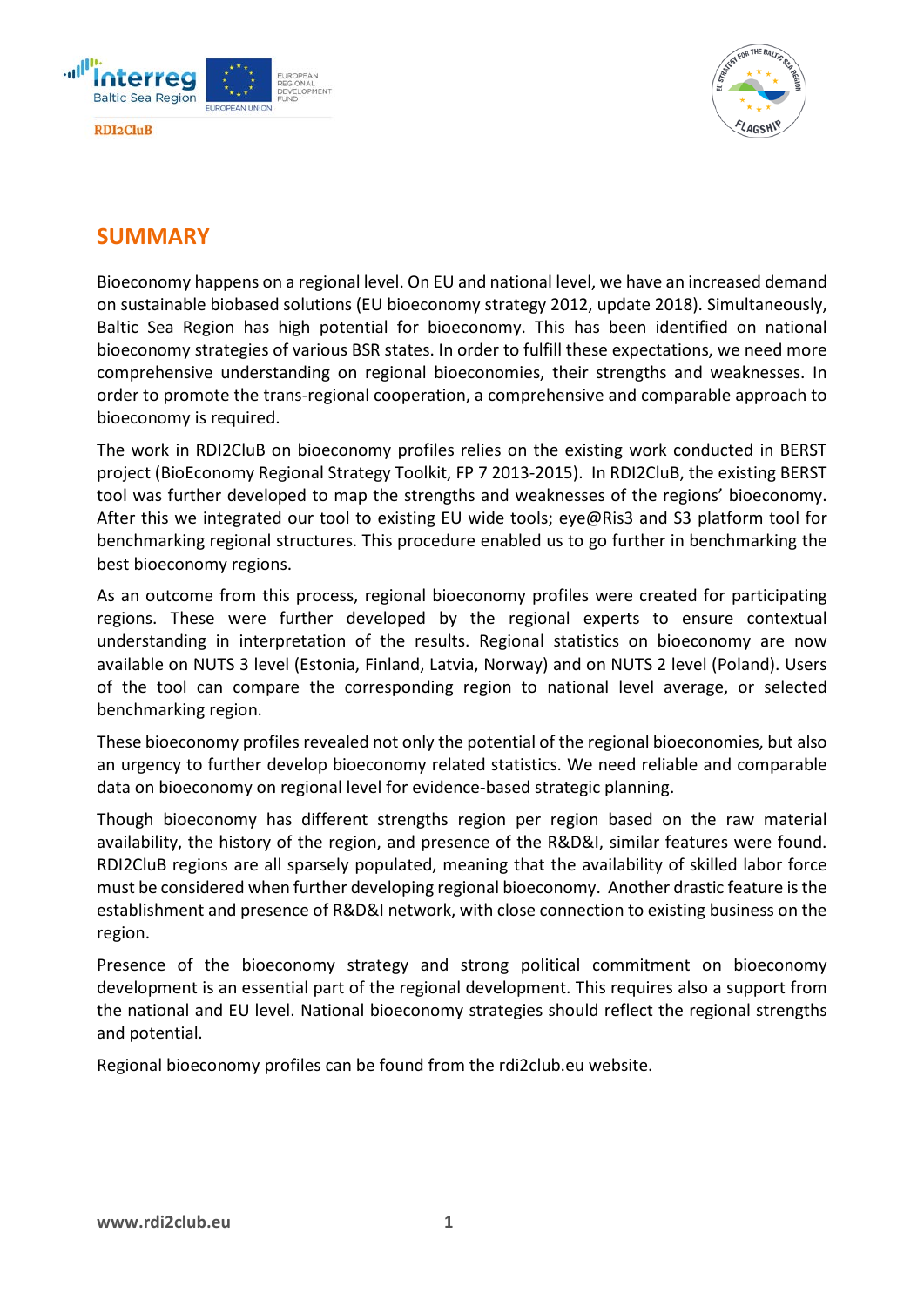## SUMMARY

Bioeconomy happens on a regional level. On EU and national level, we have an increased demand on sustainable biobased solutions (EU bioeconomy strategy 2012, update 2018). Simultaneously, Baltic Sea Region has high potential for bioeconomy. This has been identified on national bioeconomy strategies of various BSR states. In order to fulfill these expectations, we need more comprehensive understanding on regional bioeconomies, their strengths and weaknesses. In order to promote the trans-regional cooperation, a comprehensive and comparable approach to bioeconomy is required.

The work in RDI2CluB on bioeconomy profiles relies on the existing work conducted in BERST project (BioEconomy Regional Strategy Toolkit, FP 7 2013-2015). In RDI2CluB, the existing BERST tool was further developed to map the strengths and weaknesses of the regions' bioeconomy. After this we integrated our tool to existing EU wide tools; eye@Ris3 and S3 platform tool for benchmarking regional structures. This procedure enabled us to go further in benchmarking the best bioeconomy regions.

As an outcome from this process, regional bioeconomy profiles were created for participating regions. These were further developed by the regional experts to ensure contextual understanding in interpretation of the results. Regional statistics on bioeconomy are now available on NUTS 3 level (Estonia, Finland, Latvia, Norway) and on NUTS 2 level (Poland). Users of the tool can compare the corresponding region to national level average, or selected benchmarking region.

These bioeconomy profiles revealed not only the potential of the regional bioeconomies, but also an urgency to further develop bioeconomy related statistics. We need reliable and comparable data on bioeconomy on regional level for evidence-based strategic planning.

Though bioeconomy has different strengths region per region based on the raw material availability, the history of the region, and presence of the R&D&I, similar features were found. RDI2CluB regions are all sparsely populated, meaning that the availability of skilled labor force must be considered when further developing regional bioeconomy. Another drastic feature is the establishment and presence of R&D&I network, with close connection to existing business on the region.

Presence of the bioeconomy strategy and strong political commitment on bioeconomy development is an essential part of the regional development. This requires also a support from the national and EU level. National bioeconomy strategies should reflect the regional strengths and potential.

Regional bioeconomy profiles can be found from the rdi2club.eu website.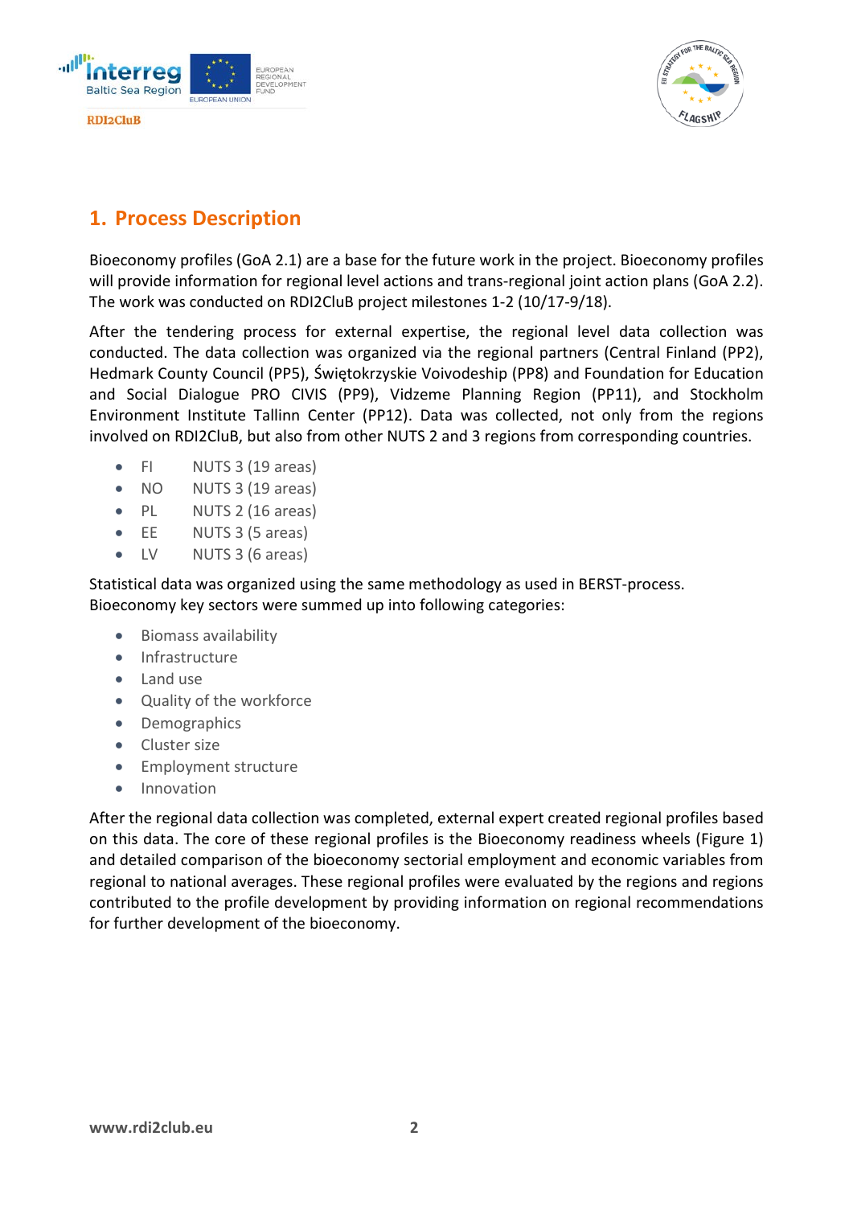# 1. Process Description

Bioeconomy profiles (GoA 2.1) are a base for the future work in the project. Bioeconomy profiles will provide information for regional level actions and trans-regional joint action plans (GoA 2.2). The work was conducted on RDI2CluB project milestones 1-2 (10/17-9/18).

After the tendering process for external expertise, the regional level data collection was conducted. The data collection was organized via the regional partners (Central Finland (PP2), Hedmark County Council (PP5), Świętokrzyskie Voivodeship (PP8) and Foundation for Education and Social Dialogue PRO CIVIS (PP9), Vidzeme Planning Region (PP11), and Stockholm Environment Institute Tallinn Center (PP12). Data was collected, not only from the regions involved on RDI2CluB, but also from other NUTS 2 and 3 regions from corresponding countries.

- FI NUTS 3 (19 areas)
- NO NUTS 3 (19 areas)
- PL NUTS 2 (16 areas)
- EE NUTS 3 (5 areas)
- LV NUTS 3 (6 areas)

Statistical data was organized using the same methodology as used in BERST-process.
Bioeconomy key sectors were summed up into following categories:

- Biomass availability
- Infrastructure
- Land use
- Quality of the workforce
- Demographics
- Cluster size
- Employment structure
- Innovation

After the regional data collection was completed, external expert created regional profiles based on this data. The core of these regional profiles is the Bioeconomy readiness wheels (Figure 1) and detailed comparison of the bioeconomy sectorial employment and economic variables from regional to national averages. These regional profiles were evaluated by the regions and regions contributed to the profile development by providing information on regional recommendations for further development of the bioeconomy.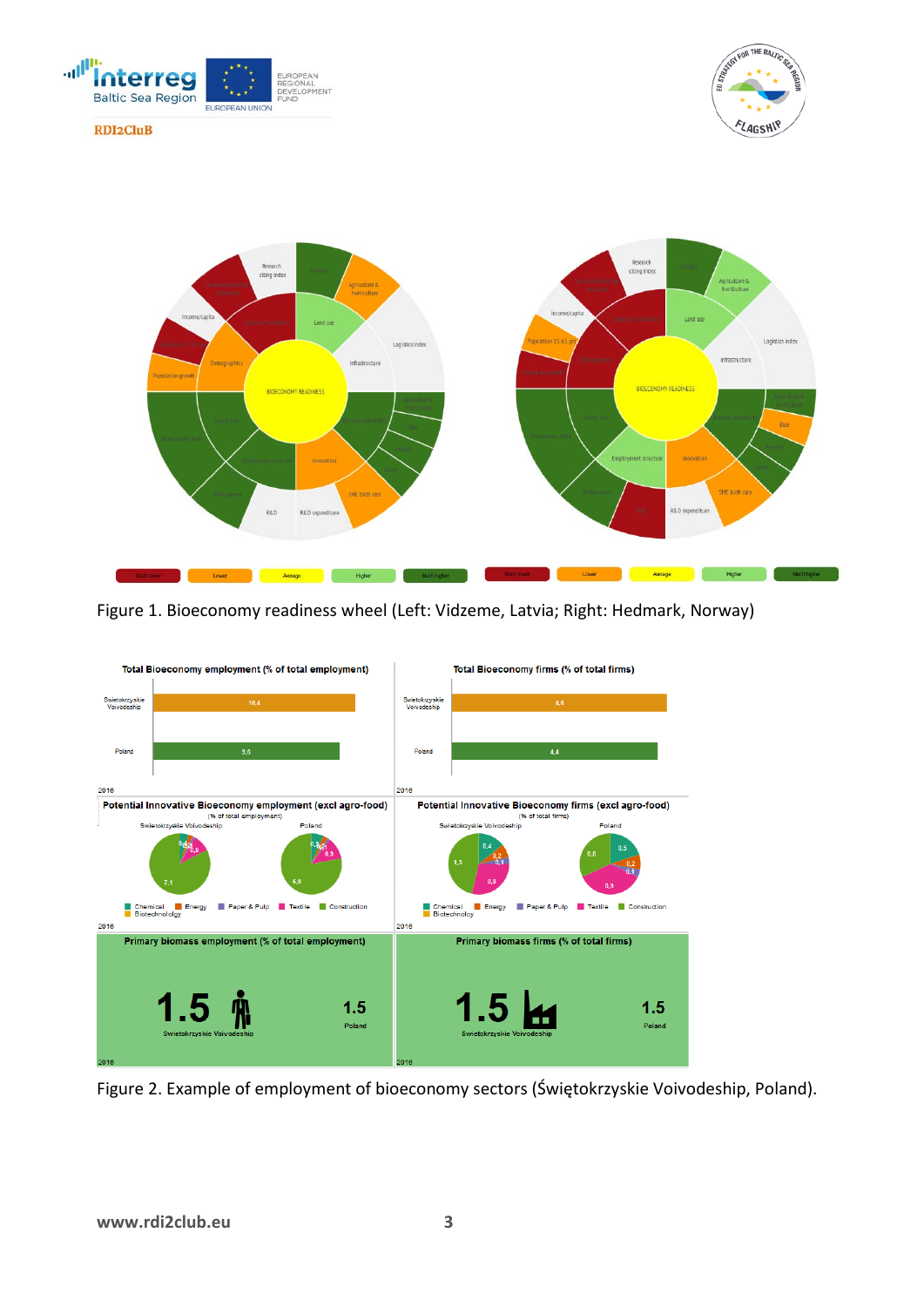Figure 1. Bioeconomy readiness wheel (Left: Vidzeme, Latvia; Right: Hedmark, Norway)

Figure 2. Example of employment of bioeconomy sectors (Świętokrzyskie Voivodeship, Poland).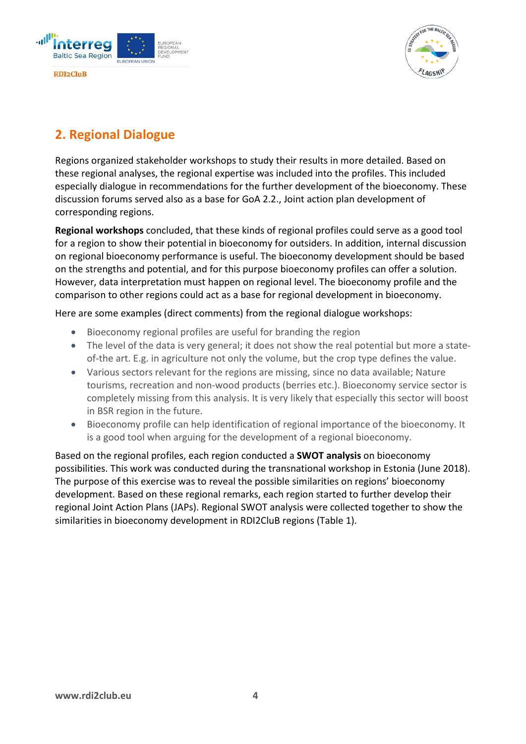## 2. Regional Dialogue

Regions organized stakeholder workshops to study their results in more detailed. Based on these regional analyses, the regional expertise was included into the profiles. This included especially dialogue in recommendations for the further development of the bioeconomy. These discussion forums served also as a base for GoA 2.2., Joint action plan development of corresponding regions.

**Regional workshops** concluded, that these kinds of regional profiles could serve as a good tool for a region to show their potential in bioeconomy for outsiders. In addition, internal discussion on regional bioeconomy performance is useful. The bioeconomy development should be based on the strengths and potential, and for this purpose bioeconomy profiles can offer a solution. However, data interpretation must happen on regional level. The bioeconomy profile and the comparison to other regions could act as a base for regional development in bioeconomy.

Here are some examples (direct comments) from the regional dialogue workshops:

- Bioeconomy regional profiles are useful for branding the region
- The level of the data is very general; it does not show the real potential but more a state-of-the-art. E.g. in agriculture not only the volume, but the crop type defines the value.
- Various sectors relevant for the regions are missing, since no data available; Nature tourisms, recreation and non-wood products (berries etc.). Bioeconomy service sector is completely missing from this analysis. It is very likely that especially this sector will boost in BSR region in the future.
- Bioeconomy profile can help identification of regional importance of the bioeconomy. It is a good tool when arguing for the development of a regional bioeconomy.

Based on the regional profiles, each region conducted a **SWOT analysis** on bioeconomy possibilities. This work was conducted during the transnational workshop in Estonia (June 2018). The purpose of this exercise was to reveal the possible similarities on regions' bioeconomy development. Based on these regional remarks, each region started to further develop their regional Joint Action Plans (JAPs). Regional SWOT analysis were collected together to show the similarities in bioeconomy development in RDI2CluB regions (Table 1).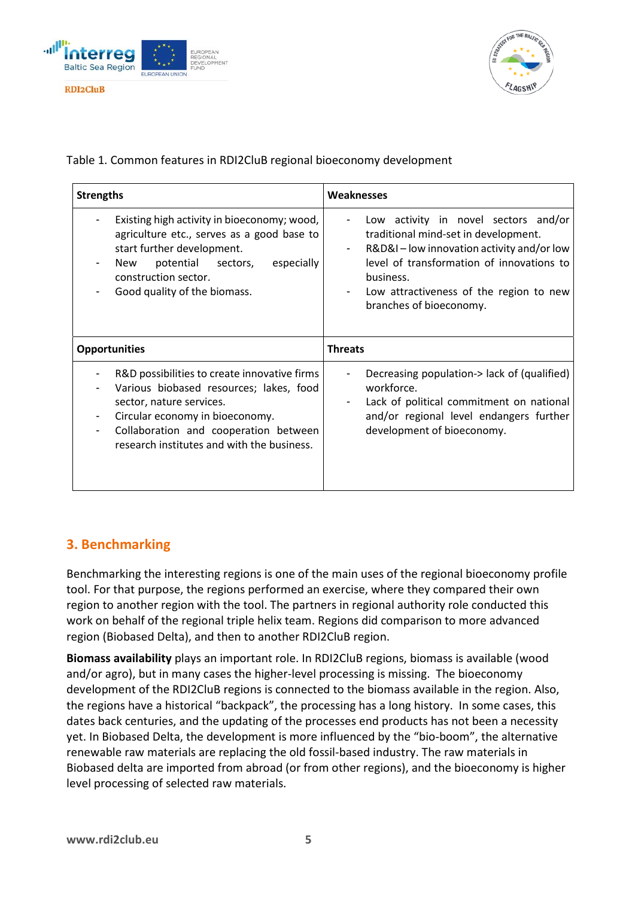Table 1. Common features in RDI2CluB regional bioeconomy development

| Strengths | Weaknesses |
|---|---|
| - Existing high activity in bioeconomy; wood, agriculture etc., serves as a good base to start further development.<br>- New potential sectors, especially construction sector.<br>- Good quality of the biomass. | - Low activity in novel sectors and/or traditional mind-set in development.<br>- R&D&I – low innovation activity and/or low level of transformation of innovations to business.<br>- Low attractiveness of the region to new branches of bioeconomy. |
| **Opportunities** | **Threats** |
| - R&D possibilities to create innovative firms<br>- Various biobased resources; lakes, food sector, nature services.<br>- Circular economy in bioeconomy.<br>- Collaboration and cooperation between research institutes and with the business. | - Decreasing population-> lack of (qualified) workforce.<br>- Lack of political commitment on national and/or regional level endangers further development of bioeconomy. |

## 3. Benchmarking

Benchmarking the interesting regions is one of the main uses of the regional bioeconomy profile tool. For that purpose, the regions performed an exercise, where they compared their own region to another region with the tool. The partners in regional authority role conducted this work on behalf of the regional triple helix team. Regions did comparison to more advanced region (Biobased Delta), and then to another RDI2CluB region.

**Biomass availability** plays an important role. In RDI2CluB regions, biomass is available (wood and/or agro), but in many cases the higher-level processing is missing. The bioeconomy development of the RDI2CluB regions is connected to the biomass available in the region. Also, the regions have a historical "backpack", the processing has a long history. In some cases, this dates back centuries, and the updating of the processes end products has not been a necessity yet. In Biobased Delta, the development is more influenced by the "bio-boom", the alternative renewable raw materials are replacing the old fossil-based industry. The raw materials in Biobased delta are imported from abroad (or from other regions), and the bioeconomy is higher level processing of selected raw materials.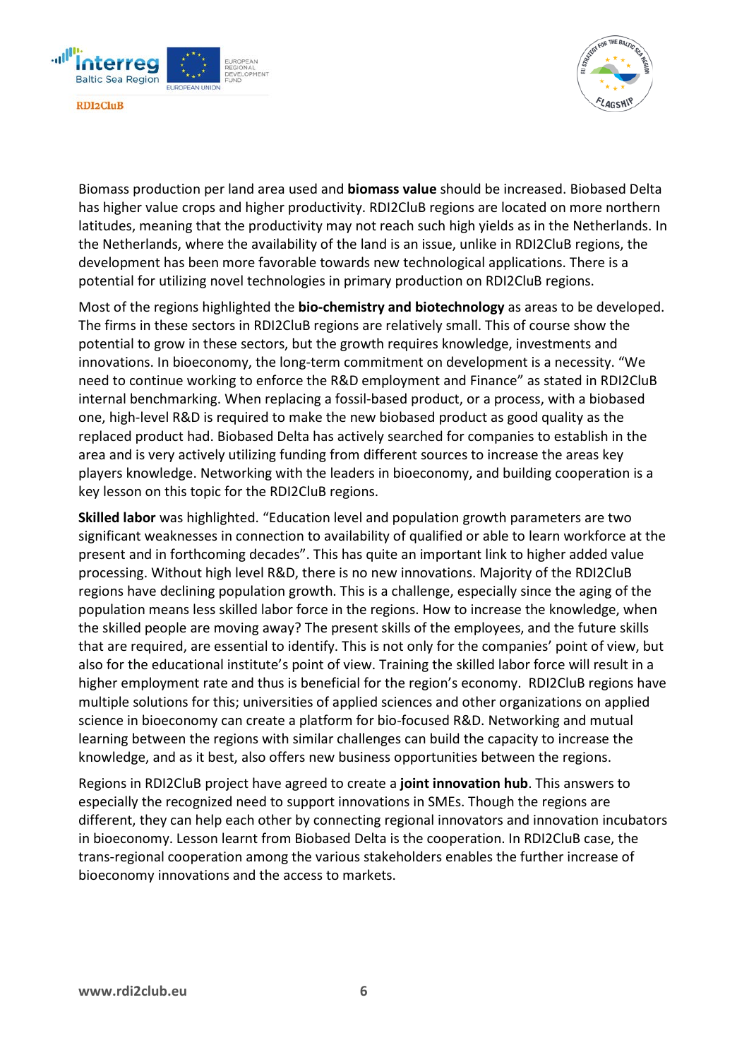Biomass production per land area used and **biomass value** should be increased. Biobased Delta has higher value crops and higher productivity. RDI2CluB regions are located on more northern latitudes, meaning that the productivity may not reach such high yields as in the Netherlands. In the Netherlands, where the availability of the land is an issue, unlike in RDI2CluB regions, the development has been more favorable towards new technological applications. There is a potential for utilizing novel technologies in primary production on RDI2CluB regions.

Most of the regions highlighted the **bio-chemistry and biotechnology** as areas to be developed. The firms in these sectors in RDI2CluB regions are relatively small. This of course show the potential to grow in these sectors, but the growth requires knowledge, investments and innovations. In bioeconomy, the long-term commitment on development is a necessity. "We need to continue working to enforce the R&D employment and Finance" as stated in RDI2CluB internal benchmarking. When replacing a fossil-based product, or a process, with a biobased one, high-level R&D is required to make the new biobased product as good quality as the replaced product had. Biobased Delta has actively searched for companies to establish in the area and is very actively utilizing funding from different sources to increase the areas key players knowledge. Networking with the leaders in bioeconomy, and building cooperation is a key lesson on this topic for the RDI2CluB regions.

**Skilled labor** was highlighted. "Education level and population growth parameters are two significant weaknesses in connection to availability of qualified or able to learn workforce at the present and in forthcoming decades". This has quite an important link to higher added value processing. Without high level R&D, there is no new innovations. Majority of the RDI2CluB regions have declining population growth. This is a challenge, especially since the aging of the population means less skilled labor force in the regions. How to increase the knowledge, when the skilled people are moving away? The present skills of the employees, and the future skills that are required, are essential to identify. This is not only for the companies' point of view, but also for the educational institute's point of view. Training the skilled labor force will result in a higher employment rate and thus is beneficial for the region's economy. RDI2CluB regions have multiple solutions for this; universities of applied sciences and other organizations on applied science in bioeconomy can create a platform for bio-focused R&D. Networking and mutual learning between the regions with similar challenges can build the capacity to increase the knowledge, and as it best, also offers new business opportunities between the regions.

Regions in RDI2CluB project have agreed to create a **joint innovation hub**. This answers to especially the recognized need to support innovations in SMEs. Though the regions are different, they can help each other by connecting regional innovators and innovation incubators in bioeconomy. Lesson learnt from Biobased Delta is the cooperation. In RDI2CluB case, the trans-regional cooperation among the various stakeholders enables the further increase of bioeconomy innovations and the access to markets.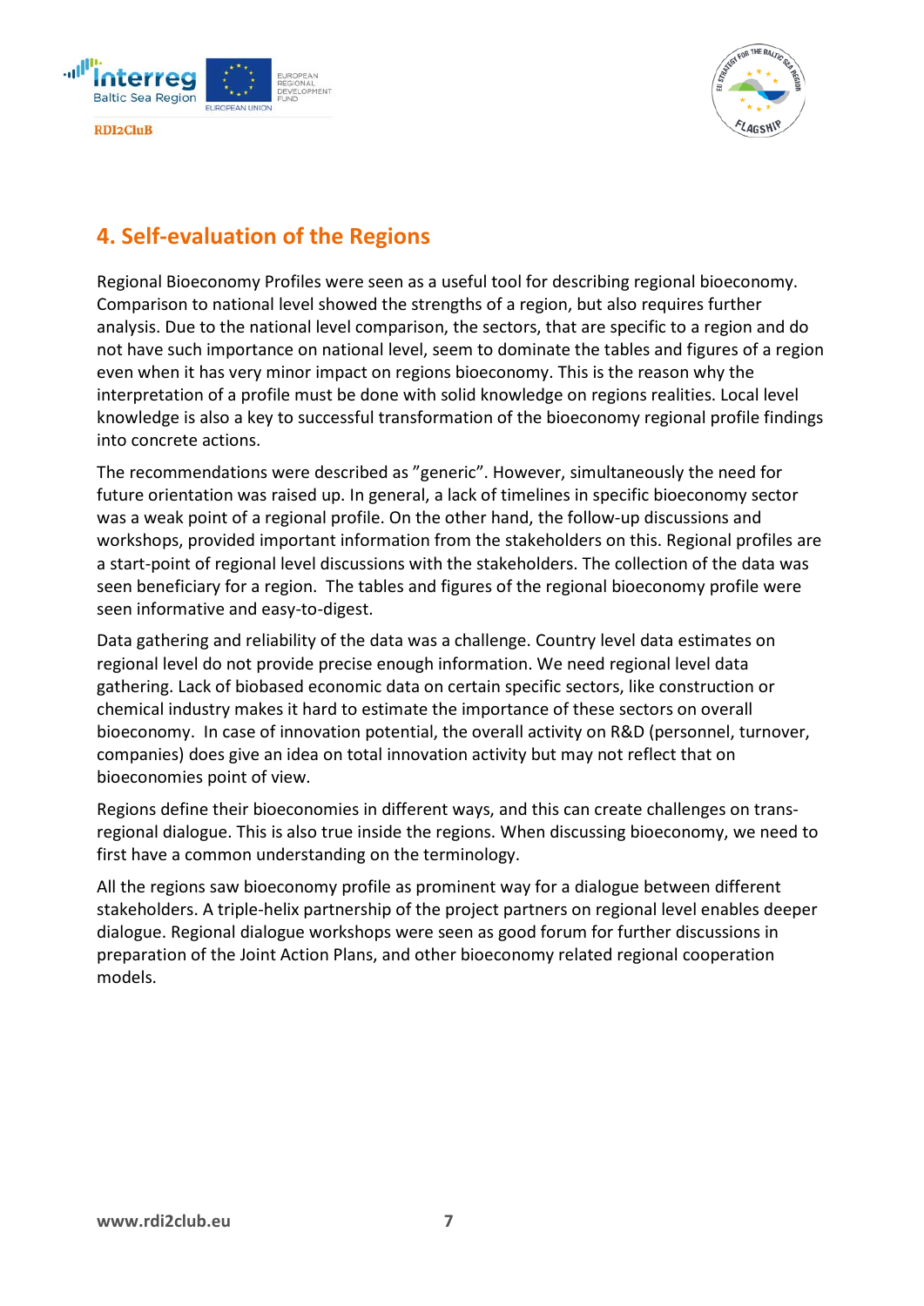## 4. Self-evaluation of the Regions

Regional Bioeconomy Profiles were seen as a useful tool for describing regional bioeconomy. Comparison to national level showed the strengths of a region, but also requires further analysis. Due to the national level comparison, the sectors, that are specific to a region and do not have such importance on national level, seem to dominate the tables and figures of a region even when it has very minor impact on regions bioeconomy. This is the reason why the interpretation of a profile must be done with solid knowledge on regions realities. Local level knowledge is also a key to successful transformation of the bioeconomy regional profile findings into concrete actions.

The recommendations were described as "generic". However, simultaneously the need for future orientation was raised up. In general, a lack of timelines in specific bioeconomy sector was a weak point of a regional profile. On the other hand, the follow-up discussions and workshops, provided important information from the stakeholders on this. Regional profiles are a start-point of regional level discussions with the stakeholders. The collection of the data was seen beneficiary for a region. The tables and figures of the regional bioeconomy profile were seen informative and easy-to-digest.

Data gathering and reliability of the data was a challenge. Country level data estimates on regional level do not provide precise enough information. We need regional level data gathering. Lack of biobased economic data on certain specific sectors, like construction or chemical industry makes it hard to estimate the importance of these sectors on overall bioeconomy. In case of innovation potential, the overall activity on R&D (personnel, turnover, companies) does give an idea on total innovation activity but may not reflect that on bioeconomies point of view.

Regions define their bioeconomies in different ways, and this can create challenges on trans-regional dialogue. This is also true inside the regions. When discussing bioeconomy, we need to first have a common understanding on the terminology.

All the regions saw bioeconomy profile as prominent way for a dialogue between different stakeholders. A triple-helix partnership of the project partners on regional level enables deeper dialogue. Regional dialogue workshops were seen as good forum for further discussions in preparation of the Joint Action Plans, and other bioeconomy related regional cooperation models.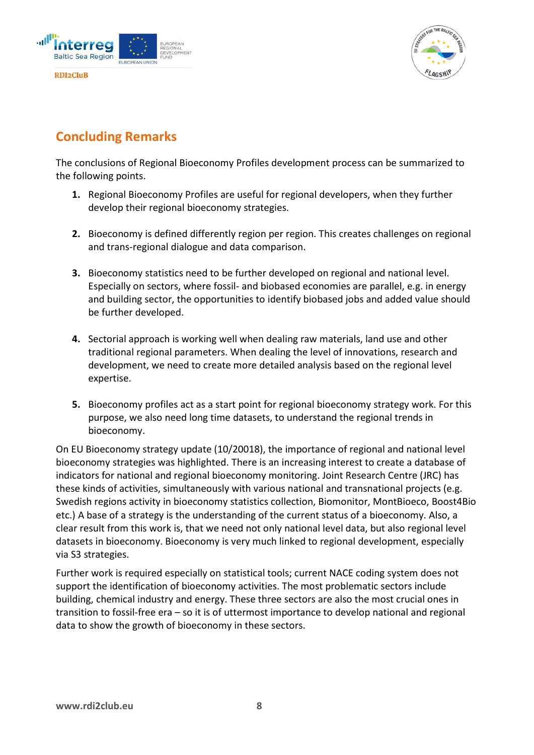## Concluding Remarks

The conclusions of Regional Bioeconomy Profiles development process can be summarized to the following points.

1. Regional Bioeconomy Profiles are useful for regional developers, when they further develop their regional bioeconomy strategies.

2. Bioeconomy is defined differently region per region. This creates challenges on regional and trans-regional dialogue and data comparison.

3. Bioeconomy statistics need to be further developed on regional and national level. Especially on sectors, where fossil- and biobased economies are parallel, e.g. in energy and building sector, the opportunities to identify biobased jobs and added value should be further developed.

4. Sectorial approach is working well when dealing raw materials, land use and other traditional regional parameters. When dealing the level of innovations, research and development, we need to create more detailed analysis based on the regional level expertise.

5. Bioeconomy profiles act as a start point for regional bioeconomy strategy work. For this purpose, we also need long time datasets, to understand the regional trends in bioeconomy.

On EU Bioeconomy strategy update (10/20018), the importance of regional and national level bioeconomy strategies was highlighted. There is an increasing interest to create a database of indicators for national and regional bioeconomy monitoring. Joint Research Centre (JRC) has these kinds of activities, simultaneously with various national and transnational projects (e.g. Swedish regions activity in bioeconomy statistics collection, Biomonitor, MontBioeco, Boost4Bio etc.) A base of a strategy is the understanding of the current status of a bioeconomy. Also, a clear result from this work is, that we need not only national level data, but also regional level datasets in bioeconomy. Bioeconomy is very much linked to regional development, especially via S3 strategies.

Further work is required especially on statistical tools; current NACE coding system does not support the identification of bioeconomy activities. The most problematic sectors include building, chemical industry and energy. These three sectors are also the most crucial ones in transition to fossil-free era – so it is of uttermost importance to develop national and regional data to show the growth of bioeconomy in these sectors.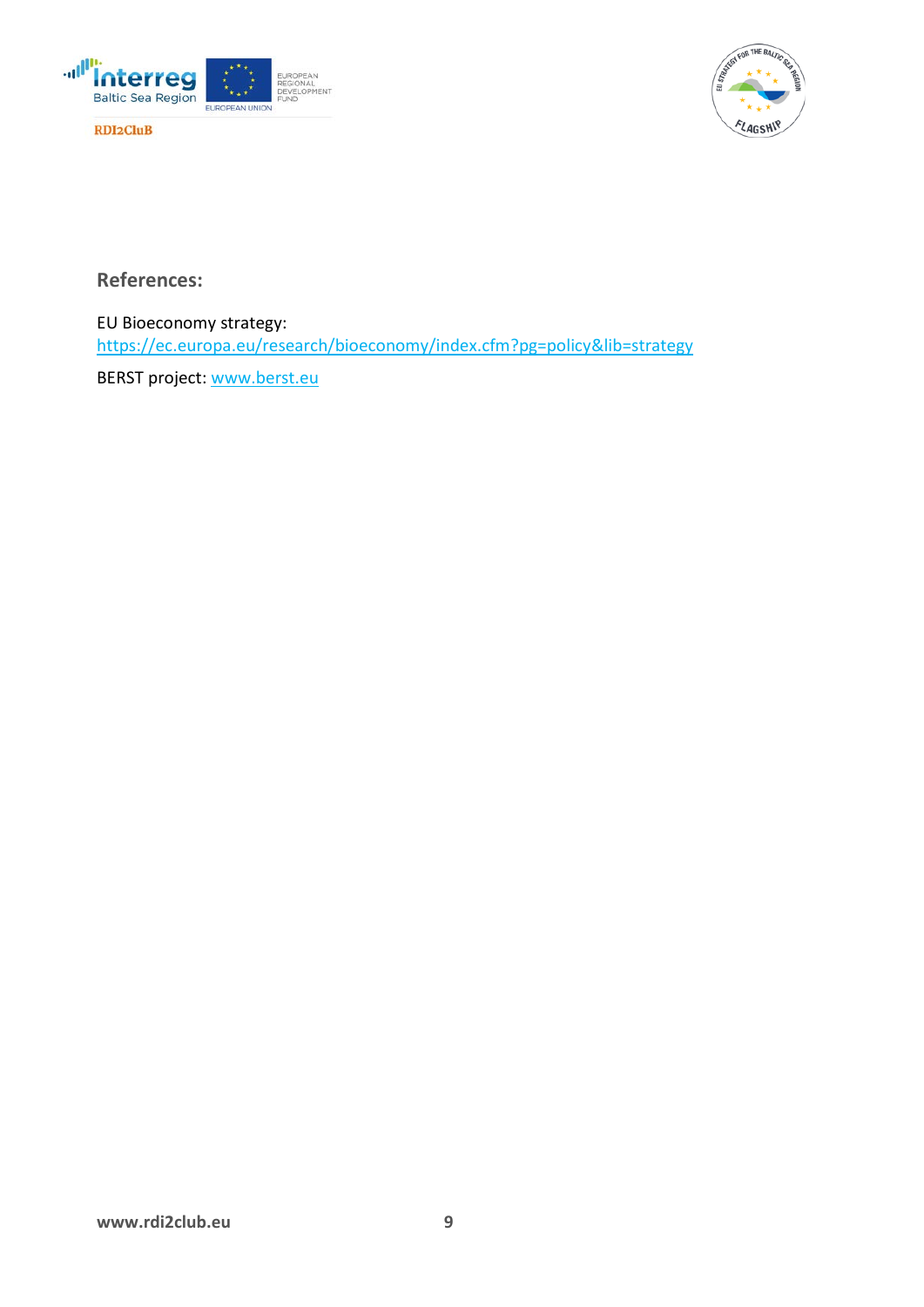## References:

EU Bioeconomy strategy:
https://ec.europa.eu/research/bioeconomy/index.cfm?pg=policy&lib=strategy

BERST project: www.berst.eu